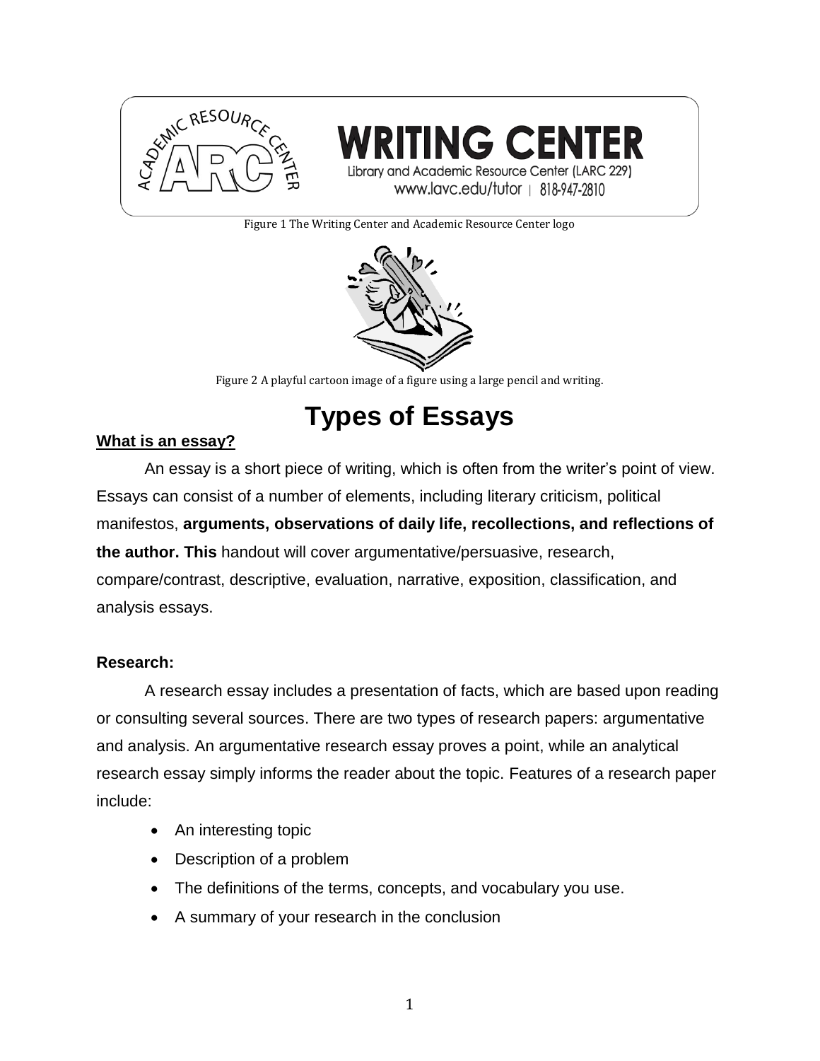WRITING CENTER
Library and Academic Resource Center (LARC 229)
www.lavc.edu/tutor | 818-947-2810

Figure 1 The Writing Center and Academic Resource Center logo

Figure 2 A playful cartoon image of a figure using a large pencil and writing.

# Types of Essays

**What is an essay?**

An essay is a short piece of writing, which is often from the writer's point of view. Essays can consist of a number of elements, including literary criticism, political manifestos, **arguments, observations of daily life, recollections, and reflections of the author. This** handout will cover argumentative/persuasive, research, compare/contrast, descriptive, evaluation, narrative, exposition, classification, and analysis essays.

**Research:**

A research essay includes a presentation of facts, which are based upon reading or consulting several sources. There are two types of research papers: argumentative and analysis. An argumentative research essay proves a point, while an analytical research essay simply informs the reader about the topic. Features of a research paper include:

- An interesting topic
- Description of a problem
- The definitions of the terms, concepts, and vocabulary you use.
- A summary of your research in the conclusion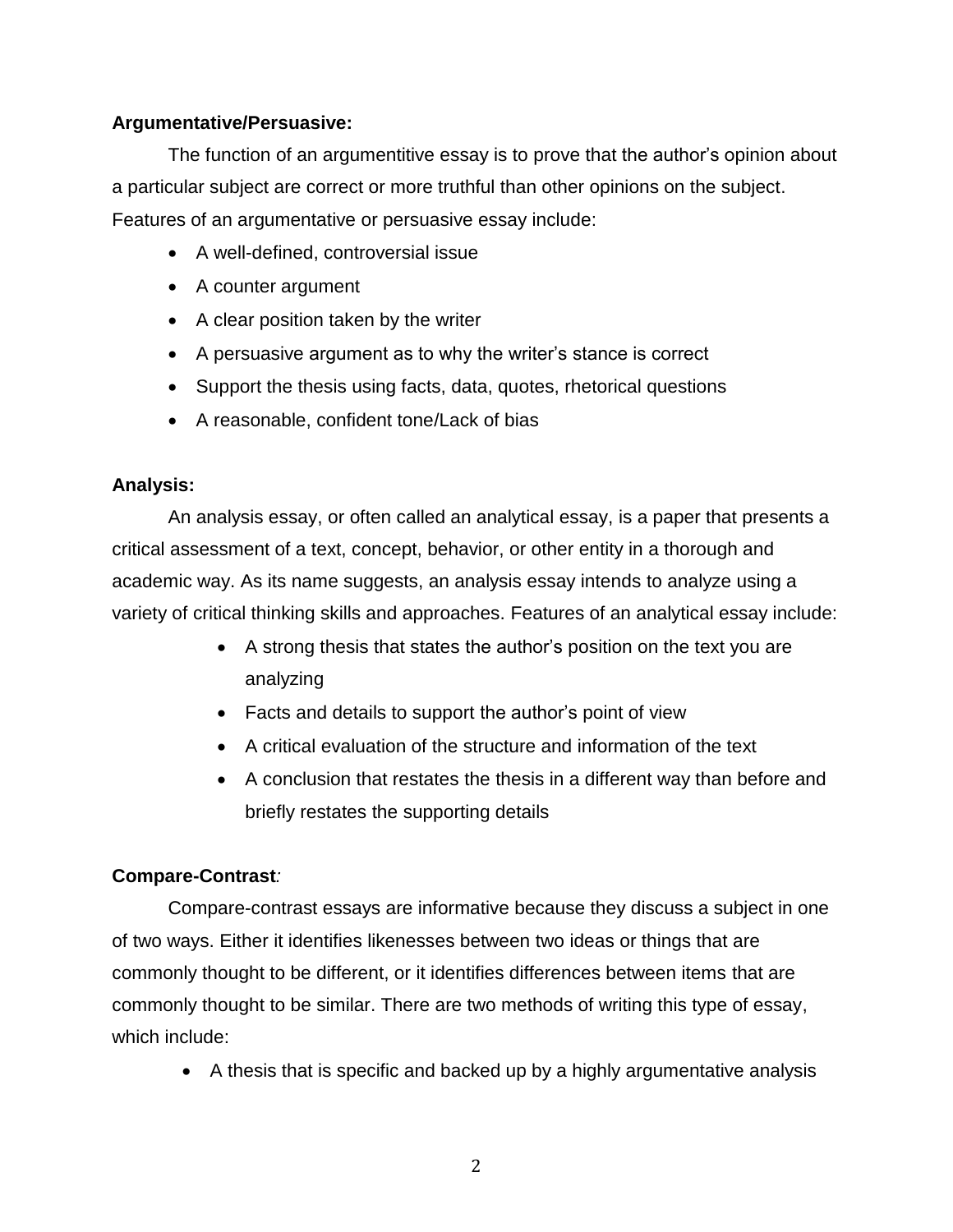**Argumentative/Persuasive:**

The function of an argumentitive essay is to prove that the author's opinion about a particular subject are correct or more truthful than other opinions on the subject. Features of an argumentative or persuasive essay include:

- A well-defined, controversial issue
- A counter argument
- A clear position taken by the writer
- A persuasive argument as to why the writer's stance is correct
- Support the thesis using facts, data, quotes, rhetorical questions
- A reasonable, confident tone/Lack of bias

**Analysis:**

An analysis essay, or often called an analytical essay, is a paper that presents a critical assessment of a text, concept, behavior, or other entity in a thorough and academic way. As its name suggests, an analysis essay intends to analyze using a variety of critical thinking skills and approaches. Features of an analytical essay include:

- A strong thesis that states the author's position on the text you are analyzing
- Facts and details to support the author's point of view
- A critical evaluation of the structure and information of the text
- A conclusion that restates the thesis in a different way than before and briefly restates the supporting details

**Compare-Contrast***:*

Compare-contrast essays are informative because they discuss a subject in one of two ways. Either it identifies likenesses between two ideas or things that are commonly thought to be different, or it identifies differences between items that are commonly thought to be similar. There are two methods of writing this type of essay, which include:

- A thesis that is specific and backed up by a highly argumentative analysis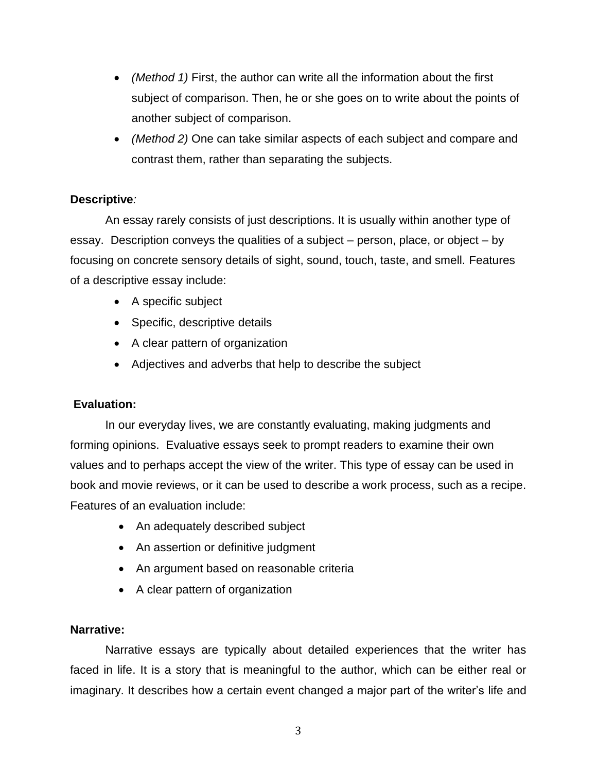- *(Method 1)* First, the author can write all the information about the first subject of comparison. Then, he or she goes on to write about the points of another subject of comparison.
- *(Method 2)* One can take similar aspects of each subject and compare and contrast them, rather than separating the subjects.

**Descriptive***:*

An essay rarely consists of just descriptions. It is usually within another type of essay. Description conveys the qualities of a subject – person, place, or object – by focusing on concrete sensory details of sight, sound, touch, taste, and smell. Features of a descriptive essay include:

- A specific subject
- Specific, descriptive details
- A clear pattern of organization
- Adjectives and adverbs that help to describe the subject

**Evaluation:**

In our everyday lives, we are constantly evaluating, making judgments and forming opinions. Evaluative essays seek to prompt readers to examine their own values and to perhaps accept the view of the writer. This type of essay can be used in book and movie reviews, or it can be used to describe a work process, such as a recipe. Features of an evaluation include:

- An adequately described subject
- An assertion or definitive judgment
- An argument based on reasonable criteria
- A clear pattern of organization

**Narrative:**

Narrative essays are typically about detailed experiences that the writer has faced in life. It is a story that is meaningful to the author, which can be either real or imaginary. It describes how a certain event changed a major part of the writer's life and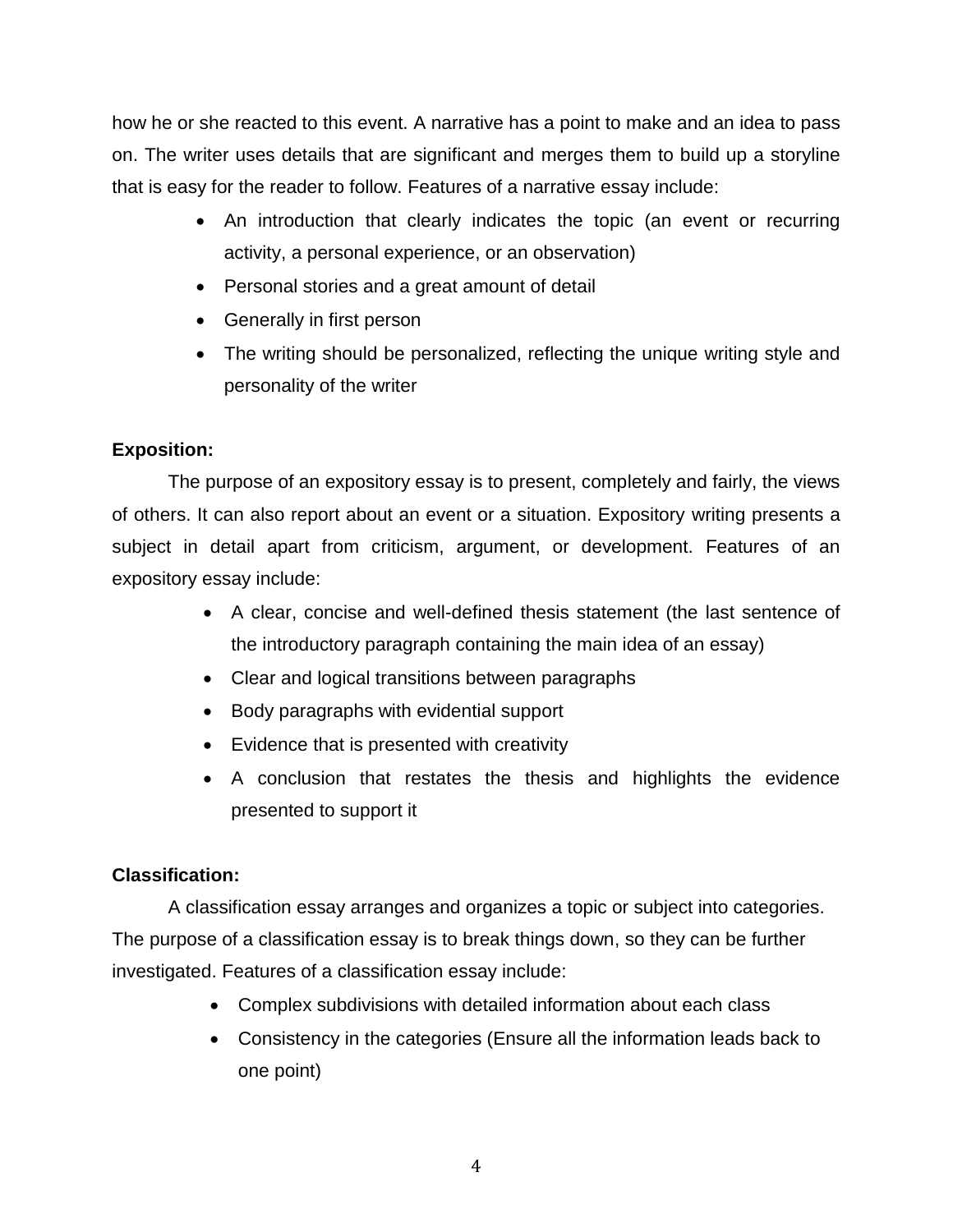how he or she reacted to this event. A narrative has a point to make and an idea to pass on. The writer uses details that are significant and merges them to build up a storyline that is easy for the reader to follow. Features of a narrative essay include:

- An introduction that clearly indicates the topic (an event or recurring activity, a personal experience, or an observation)
- Personal stories and a great amount of detail
- Generally in first person
- The writing should be personalized, reflecting the unique writing style and personality of the writer

**Exposition:**

The purpose of an expository essay is to present, completely and fairly, the views of others. It can also report about an event or a situation. Expository writing presents a subject in detail apart from criticism, argument, or development. Features of an expository essay include:

- A clear, concise and well-defined thesis statement (the last sentence of the introductory paragraph containing the main idea of an essay)
- Clear and logical transitions between paragraphs
- Body paragraphs with evidential support
- Evidence that is presented with creativity
- A conclusion that restates the thesis and highlights the evidence presented to support it

**Classification:**

A classification essay arranges and organizes a topic or subject into categories. The purpose of a classification essay is to break things down, so they can be further investigated. Features of a classification essay include:

- Complex subdivisions with detailed information about each class
- Consistency in the categories (Ensure all the information leads back to one point)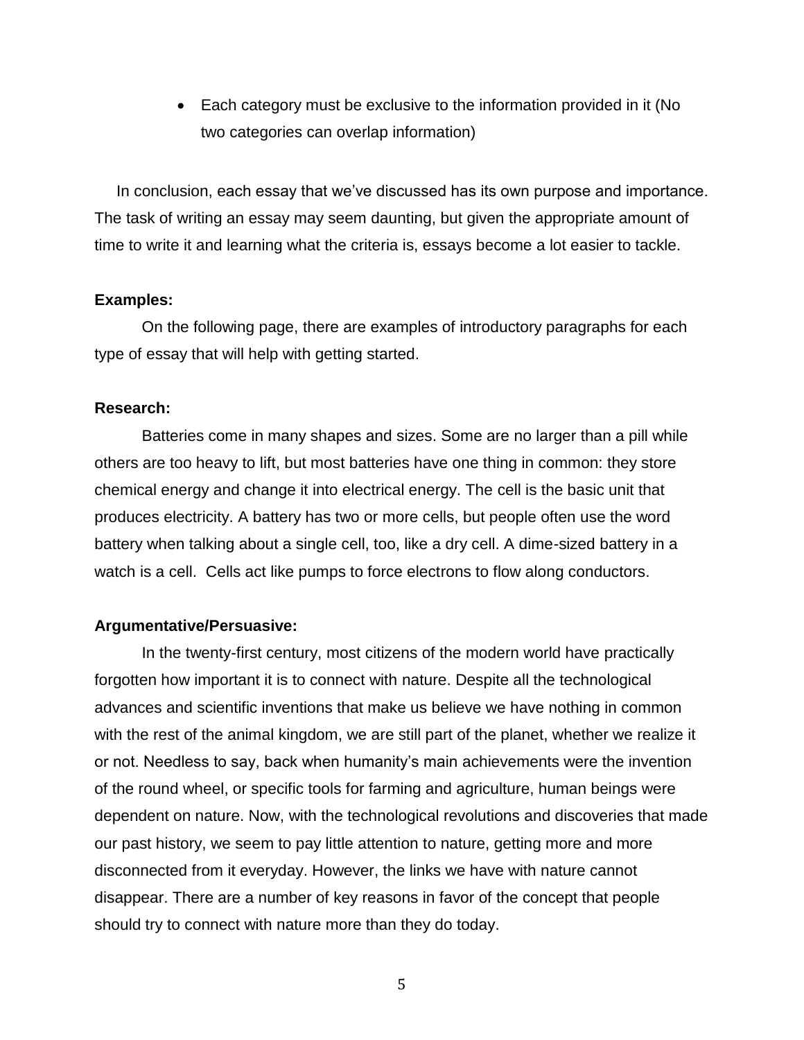- Each category must be exclusive to the information provided in it (No two categories can overlap information)

In conclusion, each essay that we've discussed has its own purpose and importance. The task of writing an essay may seem daunting, but given the appropriate amount of time to write it and learning what the criteria is, essays become a lot easier to tackle.

**Examples:**

On the following page, there are examples of introductory paragraphs for each type of essay that will help with getting started.

**Research:**

Batteries come in many shapes and sizes. Some are no larger than a pill while others are too heavy to lift, but most batteries have one thing in common: they store chemical energy and change it into electrical energy. The cell is the basic unit that produces electricity. A battery has two or more cells, but people often use the word battery when talking about a single cell, too, like a dry cell. A dime-sized battery in a watch is a cell. Cells act like pumps to force electrons to flow along conductors.

**Argumentative/Persuasive:**

In the twenty-first century, most citizens of the modern world have practically forgotten how important it is to connect with nature. Despite all the technological advances and scientific inventions that make us believe we have nothing in common with the rest of the animal kingdom, we are still part of the planet, whether we realize it or not. Needless to say, back when humanity's main achievements were the invention of the round wheel, or specific tools for farming and agriculture, human beings were dependent on nature. Now, with the technological revolutions and discoveries that made our past history, we seem to pay little attention to nature, getting more and more disconnected from it everyday. However, the links we have with nature cannot disappear. There are a number of key reasons in favor of the concept that people should try to connect with nature more than they do today.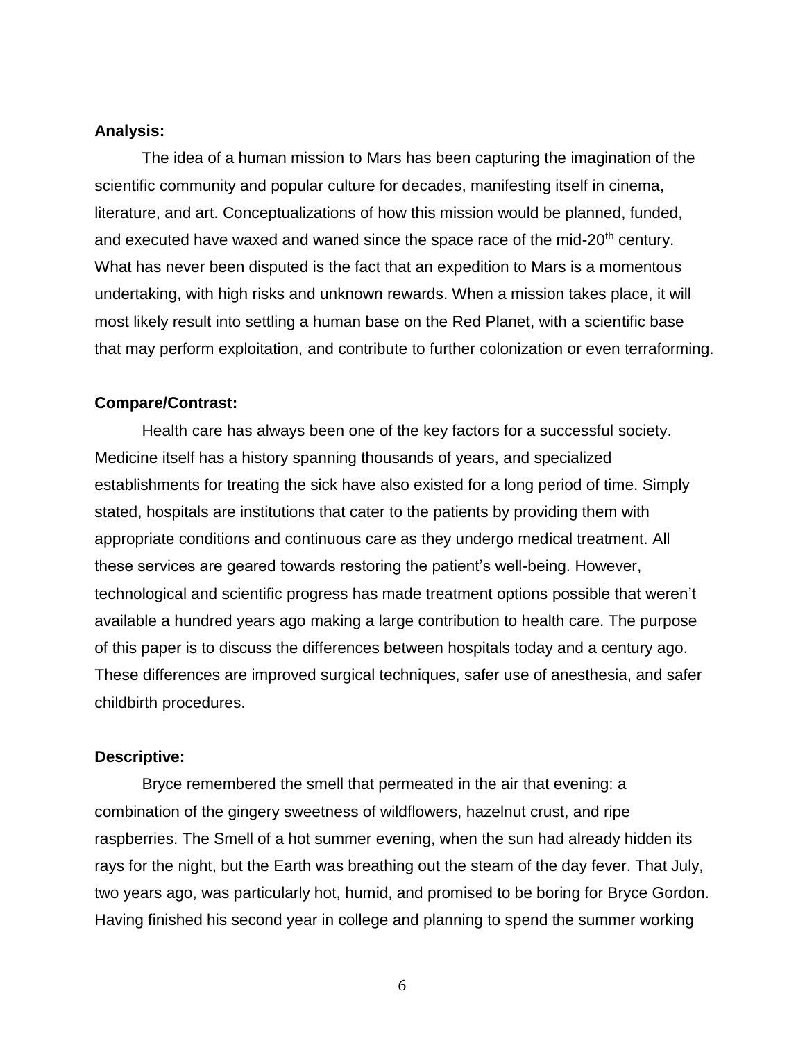**Analysis:**

The idea of a human mission to Mars has been capturing the imagination of the scientific community and popular culture for decades, manifesting itself in cinema, literature, and art. Conceptualizations of how this mission would be planned, funded, and executed have waxed and waned since the space race of the mid-20th century. What has never been disputed is the fact that an expedition to Mars is a momentous undertaking, with high risks and unknown rewards. When a mission takes place, it will most likely result into settling a human base on the Red Planet, with a scientific base that may perform exploitation, and contribute to further colonization or even terraforming.

**Compare/Contrast:**

Health care has always been one of the key factors for a successful society. Medicine itself has a history spanning thousands of years, and specialized establishments for treating the sick have also existed for a long period of time. Simply stated, hospitals are institutions that cater to the patients by providing them with appropriate conditions and continuous care as they undergo medical treatment. All these services are geared towards restoring the patient's well-being. However, technological and scientific progress has made treatment options possible that weren't available a hundred years ago making a large contribution to health care. The purpose of this paper is to discuss the differences between hospitals today and a century ago. These differences are improved surgical techniques, safer use of anesthesia, and safer childbirth procedures.

**Descriptive:**

Bryce remembered the smell that permeated in the air that evening: a combination of the gingery sweetness of wildflowers, hazelnut crust, and ripe raspberries. The Smell of a hot summer evening, when the sun had already hidden its rays for the night, but the Earth was breathing out the steam of the day fever. That July, two years ago, was particularly hot, humid, and promised to be boring for Bryce Gordon. Having finished his second year in college and planning to spend the summer working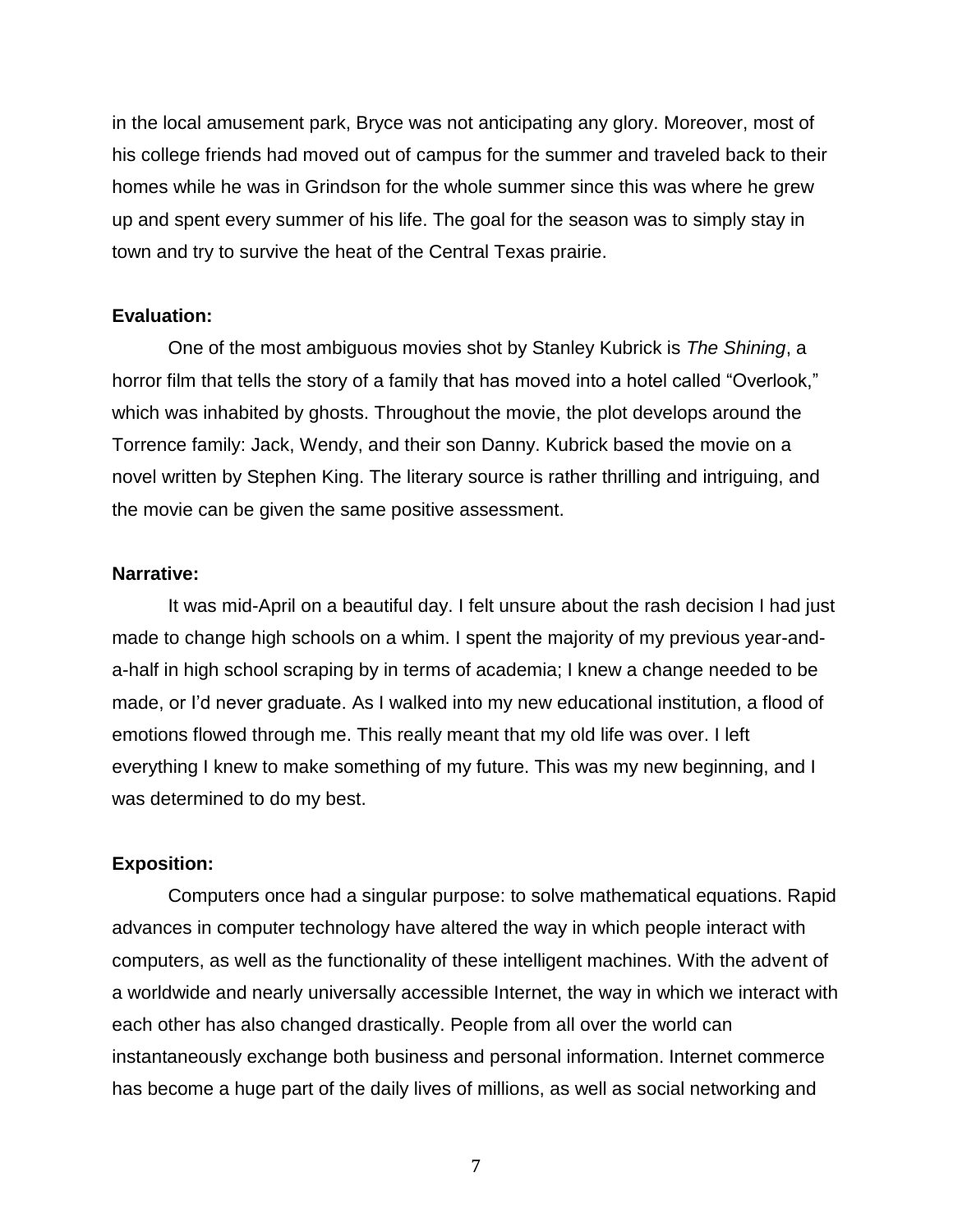in the local amusement park, Bryce was not anticipating any glory. Moreover, most of his college friends had moved out of campus for the summer and traveled back to their homes while he was in Grindson for the whole summer since this was where he grew up and spent every summer of his life. The goal for the season was to simply stay in town and try to survive the heat of the Central Texas prairie.

**Evaluation:**

One of the most ambiguous movies shot by Stanley Kubrick is *The Shining*, a horror film that tells the story of a family that has moved into a hotel called "Overlook," which was inhabited by ghosts. Throughout the movie, the plot develops around the Torrence family: Jack, Wendy, and their son Danny. Kubrick based the movie on a novel written by Stephen King. The literary source is rather thrilling and intriguing, and the movie can be given the same positive assessment.

**Narrative:**

It was mid-April on a beautiful day. I felt unsure about the rash decision I had just made to change high schools on a whim. I spent the majority of my previous year-and-a-half in high school scraping by in terms of academia; I knew a change needed to be made, or I'd never graduate. As I walked into my new educational institution, a flood of emotions flowed through me. This really meant that my old life was over. I left everything I knew to make something of my future. This was my new beginning, and I was determined to do my best.

**Exposition:**

Computers once had a singular purpose: to solve mathematical equations. Rapid advances in computer technology have altered the way in which people interact with computers, as well as the functionality of these intelligent machines. With the advent of a worldwide and nearly universally accessible Internet, the way in which we interact with each other has also changed drastically. People from all over the world can instantaneously exchange both business and personal information. Internet commerce has become a huge part of the daily lives of millions, as well as social networking and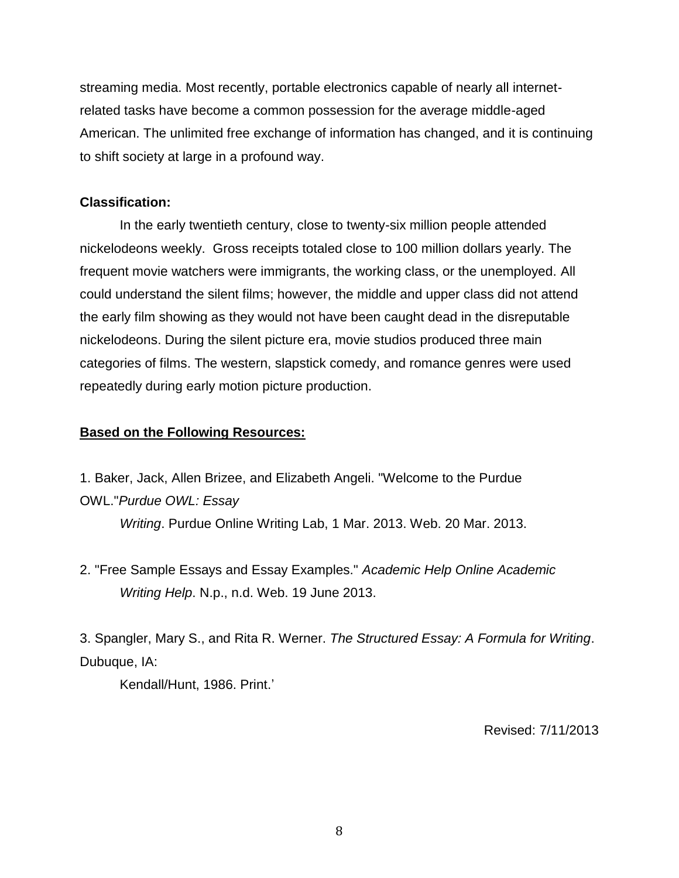streaming media. Most recently, portable electronics capable of nearly all internet-related tasks have become a common possession for the average middle-aged American. The unlimited free exchange of information has changed, and it is continuing to shift society at large in a profound way.

**Classification:**

In the early twentieth century, close to twenty-six million people attended nickelodeons weekly. Gross receipts totaled close to 100 million dollars yearly. The frequent movie watchers were immigrants, the working class, or the unemployed. All could understand the silent films; however, the middle and upper class did not attend the early film showing as they would not have been caught dead in the disreputable nickelodeons. During the silent picture era, movie studios produced three main categories of films. The western, slapstick comedy, and romance genres were used repeatedly during early motion picture production.

**Based on the Following Resources:**

1. Baker, Jack, Allen Brizee, and Elizabeth Angeli. "Welcome to the Purdue OWL."*Purdue OWL: Essay Writing*. Purdue Online Writing Lab, 1 Mar. 2013. Web. 20 Mar. 2013.

2. "Free Sample Essays and Essay Examples." *Academic Help Online Academic Writing Help*. N.p., n.d. Web. 19 June 2013.

3. Spangler, Mary S., and Rita R. Werner. *The Structured Essay: A Formula for Writing*. Dubuque, IA: Kendall/Hunt, 1986. Print.'

Revised: 7/11/2013